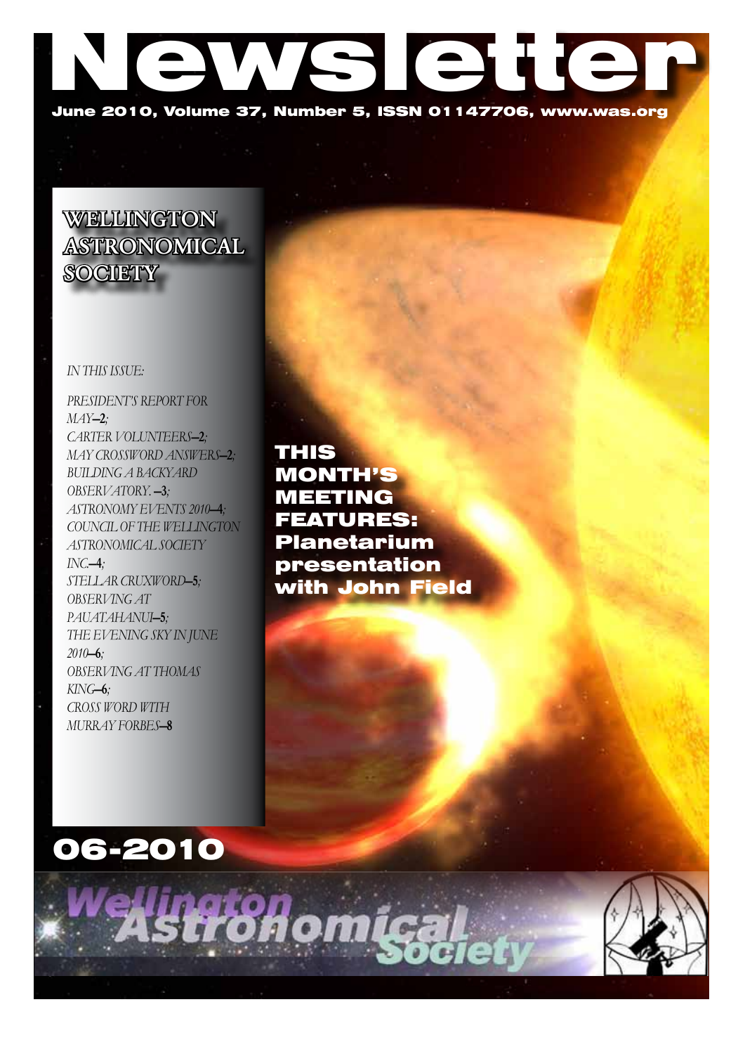# Newsletter

**June 2010, Volume 37, Number 5, ISSN 01147706, www.was.org**

## WELLINGTON ASTRONOMICAL SOCIETY

*IN THIS ISSUE:*

*PRESIDENT'S REPORT FOR MAY*—**2**;
*CARTER VOLUNTEERS*—**2**;
*MAY CROSSWORD ANSWERS*—**2**;
*BUILDING A BACKYARD OBSERVATORY.* —**3**;
*ASTRONOMY EVENTS 2010*—**4**;
*COUNCIL OF THE WELLINGTON ASTRONOMICAL SOCIETY INC.*—**4**;
*STELLAR CRUXWORD*—**5**;
*OBSERVING AT PAUATAHANUI*—**5**;
*THE EVENING SKY IN JUNE 2010*—**6**;
*OBSERVING AT THOMAS KING*—**6**;
*CROSS WORD WITH MURRAY FORBES*—**8**

**THIS MONTH'S MEETING FEATURES: Planetarium presentation with John Field**

**06-2010**

Wellington Astronomical Society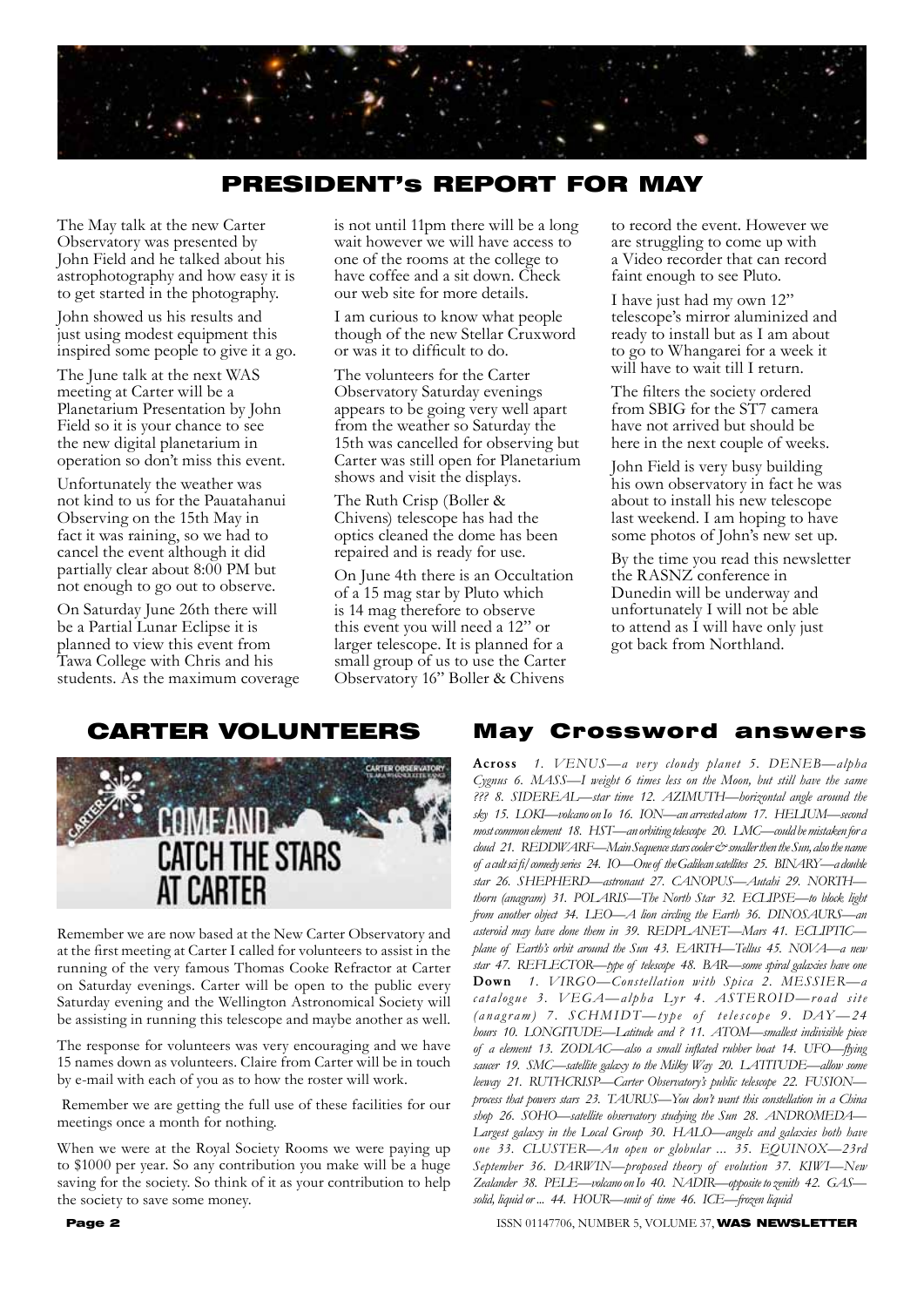## PRESIDENT's REPORT FOR MAY

The May talk at the new Carter Observatory was presented by John Field and he talked about his astrophotography and how easy it is to get started in the photography.

John showed us his results and just using modest equipment this inspired some people to give it a go.

The June talk at the next WAS meeting at Carter will be a Planetarium Presentation by John Field so it is your chance to see the new digital planetarium in operation so don't miss this event.

Unfortunately the weather was not kind to us for the Pauatahanui Observing on the 15th May in fact it was raining, so we had to cancel the event although it did partially clear about 8:00 PM but not enough to go out to observe.

On Saturday June 26th there will be a Partial Lunar Eclipse it is planned to view this event from Tawa College with Chris and his students. As the maximum coverage is not until 11pm there will be a long wait however we will have access to one of the rooms at the college to have coffee and a sit down. Check our web site for more details.

I am curious to know what people though of the new Stellar Cruxword or was it to difficult to do.

The volunteers for the Carter Observatory Saturday evenings appears to be going very well apart from the weather so Saturday the 15th was cancelled for observing but Carter was still open for Planetarium shows and visit the displays.

The Ruth Crisp (Boller & Chivens) telescope has had the optics cleaned the dome has been repaired and is ready for use.

On June 4th there is an Occultation of a 15 mag star by Pluto which is 14 mag therefore to observe this event you will need a 12" or larger telescope. It is planned for a small group of us to use the Carter Observatory 16" Boller & Chivens to record the event. However we are struggling to come up with a Video recorder that can record faint enough to see Pluto.

I have just had my own 12" telescope's mirror aluminized and ready to install but as I am about to go to Whangarei for a week it will have to wait till I return.

The filters the society ordered from SBIG for the ST7 camera have not arrived but should be here in the next couple of weeks.

John Field is very busy building his own observatory in fact he was about to install his new telescope last weekend. I am hoping to have some photos of John's new set up.

By the time you read this newsletter the RASNZ conference in Dunedin will be underway and unfortunately I will not be able to attend as I will have only just got back from Northland.

## CARTER VOLUNTEERS

COME AND CATCH THE STARS AT CARTER

Remember we are now based at the New Carter Observatory and at the first meeting at Carter I called for volunteers to assist in the running of the very famous Thomas Cooke Refractor at Carter on Saturday evenings. Carter will be open to the public every Saturday evening and the Wellington Astronomical Society will be assisting in running this telescope and maybe another as well.

The response for volunteers was very encouraging and we have 15 names down as volunteers. Claire from Carter will be in touch by e-mail with each of you as to how the roster will work.

Remember we are getting the full use of these facilities for our meetings once a month for nothing.

When we were at the Royal Society Rooms we were paying up to $1000 per year. So any contribution you make will be a huge saving for the society. So think of it as your contribution to help the society to save some money.

## May Crossword answers

**Across** *1. VENUS—a very cloudy planet 5. DENEB—alpha Cygnus 6. MASS—I weight 6 times less on the Moon, but still have the same ??? 8. SIDEREAL—star time 12. AZIMUTH—horizontal angle around the sky 15. LOKI—volcano on Io 16. ION—an arrested atom 17. HELIUM—second most common element 18. HST—an orbiting telescope 20. LMC—could be mistaken for a cloud 21. REDDWARF—Main Sequence stars cooler & smaller then the Sun, also the name of a cult sci fi/comedy series 24. IO—One of the Galilean satellites 25. BINARY—a double star 26. SHEPHERD—astronaut 27. CANOPUS—Autahi 29. NORTH—thorn (anagram) 31. POLARIS—The North Star 32. ECLIPSE—to block light from another object 34. LEO—A lion circling the Earth 36. DINOSAURS—an asteroid may have done them in 39. REDPLANET—Mars 41. ECLIPTIC—plane of Earth's orbit around the Sun 43. EARTH—Tellus 45. NOVA—a new star 47. REFLECTOR—type of telescope 48. BAR—some spiral galaxies have one*

**Down** *1. VIRGO—Constellation with Spica 2. MESSIER—a catalogue 3. VEGA—alpha Lyr 4. ASTEROID—road site (anagram) 7. SCHMIDT—type of telescope 9. DAY—24 hours 10. LONGITUDE—Latitude and ? 11. ATOM—smallest indivisible piece of a element 13. ZODIAC—also a small inflated rubber boat 14. UFO—flying saucer 19. SMC—satellite galaxy to the Milky Way 20. LATITUDE—allow some leeway 21. RUTHCRISP—Carter Observatory's public telescope 22. FUSION—process that powers stars 23. TAURUS—You don't want this constellation in a China shop 26. SOHO—satellite observatory studying the Sun 28. ANDROMEDA—Largest galaxy in the Local Group 30. HALO—angels and galaxies both have one 33. CLUSTER—An open or globular ... 35. EQUINOX—23rd September 36. DARWIN—proposed theory of evolution 37. KIWI—New Zealander 38. PELE—volcano on Io 40. NADIR—opposite to zenith 42. GAS—solid, liquid or ... 44. HOUR—unit of time 46. ICE—frozen liquid*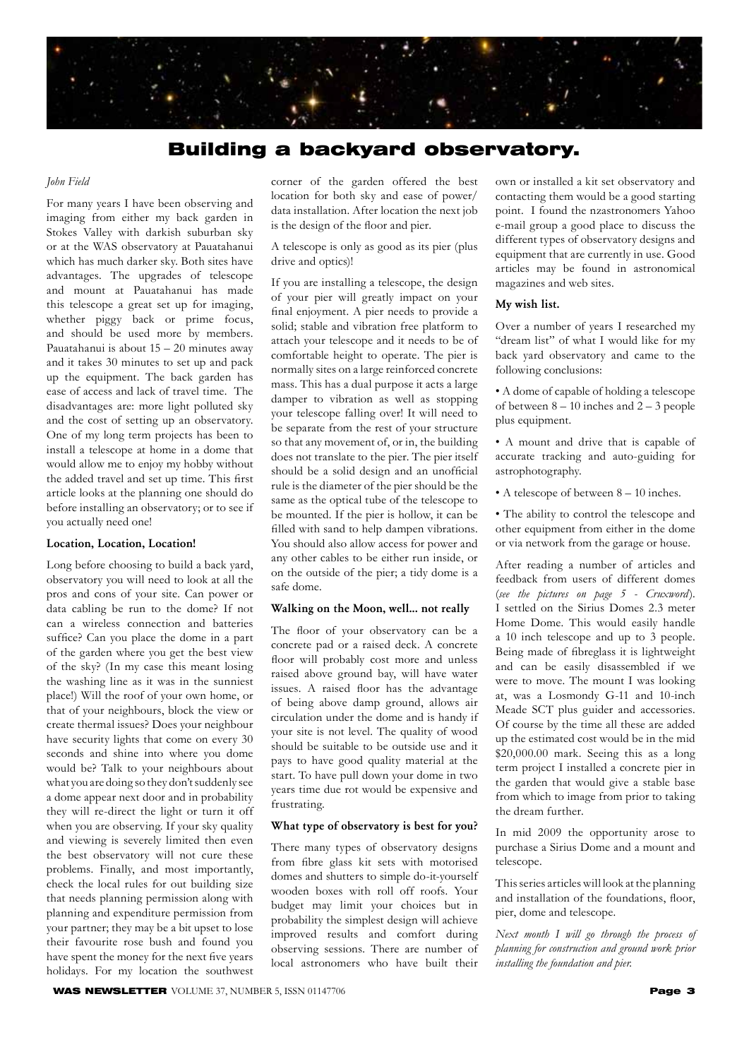# Building a backyard observatory.

*John Field*

For many years I have been observing and imaging from either my back garden in Stokes Valley with darkish suburban sky or at the WAS observatory at Pauatahanui which has much darker sky. Both sites have advantages. The upgrades of telescope and mount at Pauatahanui has made this telescope a great set up for imaging, whether piggy back or prime focus, and should be used more by members. Pauatahanui is about 15 – 20 minutes away and it takes 30 minutes to set up and pack up the equipment. The back garden has ease of access and lack of travel time. The disadvantages are: more light polluted sky and the cost of setting up an observatory. One of my long term projects has been to install a telescope at home in a dome that would allow me to enjoy my hobby without the added travel and set up time. This first article looks at the planning one should do before installing an observatory; or to see if you actually need one!

**Location, Location, Location!**

Long before choosing to build a back yard, observatory you will need to look at all the pros and cons of your site. Can power or data cabling be run to the dome? If not can a wireless connection and batteries suffice? Can you place the dome in a part of the garden where you get the best view of the sky? (In my case this meant losing the washing line as it was in the sunniest place!) Will the roof of your own home, or that of your neighbours, block the view or create thermal issues? Does your neighbour have security lights that come on every 30 seconds and shine into where you dome would be? Talk to your neighbours about what you are doing so they don't suddenly see a dome appear next door and in probability they will re-direct the light or turn it off when you are observing. If your sky quality and viewing is severely limited then even the best observatory will not cure these problems. Finally, and most importantly, check the local rules for out building size that needs planning permission along with planning and expenditure permission from your partner; they may be a bit upset to lose their favourite rose bush and found you have spent the money for the next five years holidays. For my location the southwest corner of the garden offered the best location for both sky and ease of power/ data installation. After location the next job is the design of the floor and pier.

A telescope is only as good as its pier (plus drive and optics)!

If you are installing a telescope, the design of your pier will greatly impact on your final enjoyment. A pier needs to provide a solid; stable and vibration free platform to attach your telescope and it needs to be of comfortable height to operate. The pier is normally sites on a large reinforced concrete mass. This has a dual purpose it acts a large damper to vibration as well as stopping your telescope falling over! It will need to be separate from the rest of your structure so that any movement of, or in, the building does not translate to the pier. The pier itself should be a solid design and an unofficial rule is the diameter of the pier should be the same as the optical tube of the telescope to be mounted. If the pier is hollow, it can be filled with sand to help dampen vibrations. You should also allow access for power and any other cables to be either run inside, or on the outside of the pier; a tidy dome is a safe dome.

**Walking on the Moon, well... not really**

The floor of your observatory can be a concrete pad or a raised deck. A concrete floor will probably cost more and unless raised above ground bay, will have water issues. A raised floor has the advantage of being above damp ground, allows air circulation under the dome and is handy if your site is not level. The quality of wood should be suitable to be outside use and it pays to have good quality material at the start. To have pull down your dome in two years time due rot would be expensive and frustrating.

**What type of observatory is best for you?**

There many types of observatory designs from fibre glass kit sets with motorised domes and shutters to simple do-it-yourself wooden boxes with roll off roofs. Your budget may limit your choices but in probability the simplest design will achieve improved results and comfort during observing sessions. There are number of local astronomers who have built their own or installed a kit set observatory and contacting them would be a good starting point. I found the nzastronomers Yahoo e-mail group a good place to discuss the different types of observatory designs and equipment that are currently in use. Good articles may be found in astronomical magazines and web sites.

**My wish list.**

Over a number of years I researched my "dream list" of what I would like for my back yard observatory and came to the following conclusions:

- A dome of capable of holding a telescope of between 8 – 10 inches and 2 – 3 people plus equipment.
- A mount and drive that is capable of accurate tracking and auto-guiding for astrophotography.
- A telescope of between 8 – 10 inches.
- The ability to control the telescope and other equipment from either in the dome or via network from the garage or house.

After reading a number of articles and feedback from users of different domes (*see the pictures on page 5 - Cruxword*). I settled on the Sirius Domes 2.3 meter Home Dome. This would easily handle a 10 inch telescope and up to 3 people. Being made of fibreglass it is lightweight and can be easily disassembled if we were to move. The mount I was looking at, was a Losmondy G-11 and 10-inch Meade SCT plus guider and accessories. Of course by the time all these are added up the estimated cost would be in the mid $20,000.00 mark. Seeing this as a long term project I installed a concrete pier in the garden that would give a stable base from which to image from prior to taking the dream further.

In mid 2009 the opportunity arose to purchase a Sirius Dome and a mount and telescope.

This series articles will look at the planning and installation of the foundations, floor, pier, dome and telescope.

*Next month I will go through the process of planning for construction and ground work prior installing the foundation and pier.*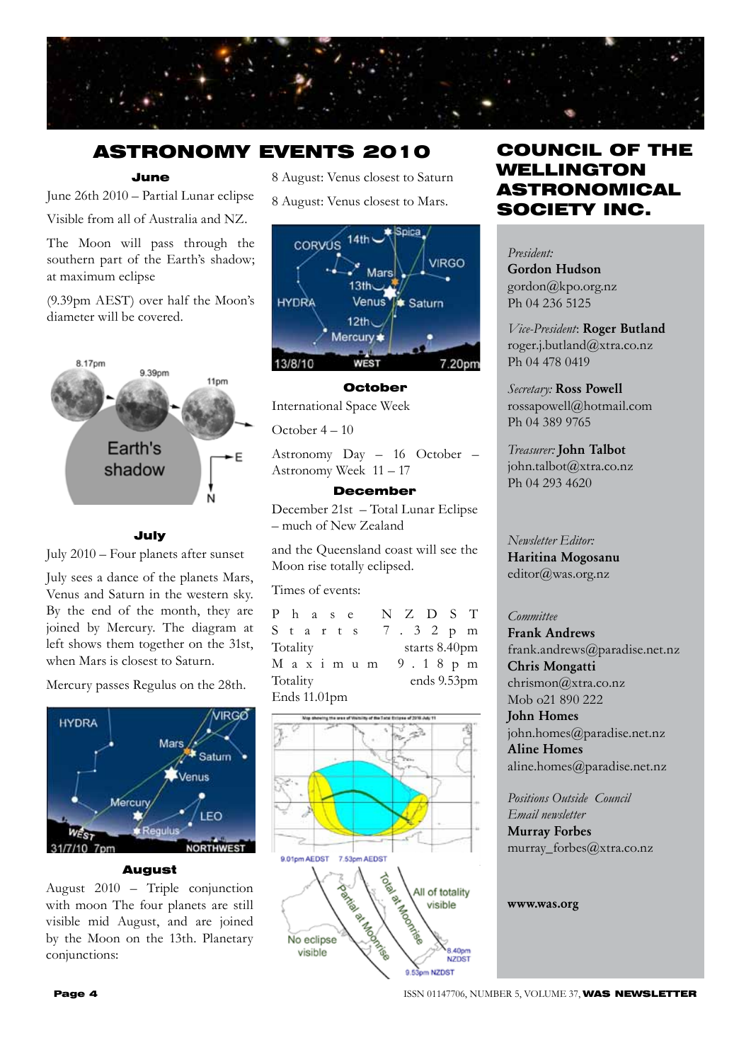# ASTRONOMY EVENTS 2010

### June

June 26th 2010 – Partial Lunar eclipse

Visible from all of Australia and NZ.

The Moon will pass through the southern part of the Earth's shadow; at maximum eclipse

(9.39pm AEST) over half the Moon's diameter will be covered.

### July

July 2010 – Four planets after sunset

July sees a dance of the planets Mars, Venus and Saturn in the western sky. By the end of the month, they are joined by Mercury. The diagram at left shows them together on the 31st, when Mars is closest to Saturn.

Mercury passes Regulus on the 28th.

### August

August 2010 – Triple conjunction with moon The four planets are still visible mid August, and are joined by the Moon on the 13th. Planetary conjunctions:

8 August: Venus closest to Saturn

8 August: Venus closest to Mars.

### October

International Space Week

October 4 – 10

Astronomy Day – 16 October – Astronomy Week 11 – 17

### December

December 21st – Total Lunar Eclipse – much of New Zealand

and the Queensland coast will see the Moon rise totally eclipsed.

Times of events:

| Phase | NZDST |
|---|---|
| Starts | 7.32pm |
| Totality starts | 8.40pm |
| Maximum | 9.18pm |
| Totality ends | 9.53pm |
| Ends | 11.01pm |

# COUNCIL OF THE WELLINGTON ASTRONOMICAL SOCIETY INC.

*President:*
**Gordon Hudson**
gordon@kpo.org.nz
Ph 04 236 5125

*Vice-President*: **Roger Butland**
roger.j.butland@xtra.co.nz
Ph 04 478 0419

*Secretary:* **Ross Powell**
rossapowell@hotmail.com
Ph 04 389 9765

*Treasurer:* **John Talbot**
john.talbot@xtra.co.nz
Ph 04 293 4620

*Newsletter Editor:*
**Haritina Mogosanu**
editor@was.org.nz

*Committee*
**Frank Andrews**
frank.andrews@paradise.net.nz
**Chris Mongatti**
chrismon@xtra.co.nz
Mob o21 890 222
**John Homes**
john.homes@paradise.net.nz
**Aline Homes**
aline.homes@paradise.net.nz

*Positions Outside Council*
*Email newsletter*
**Murray Forbes**
murray_forbes@xtra.co.nz

**www.was.org**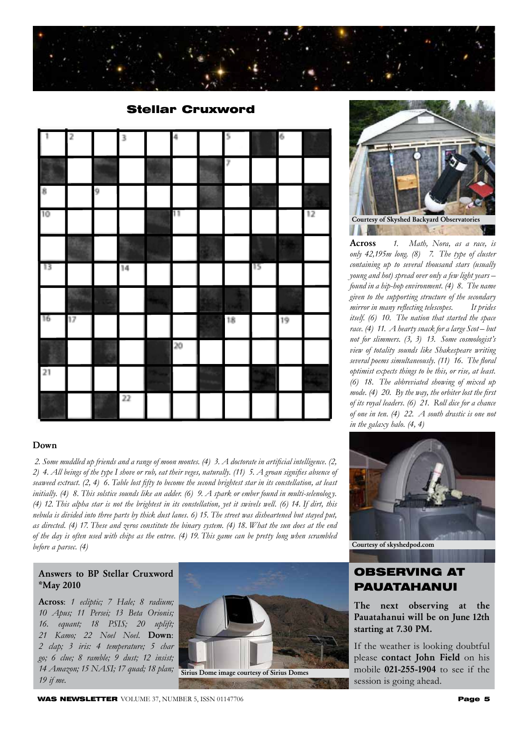## Stellar Cruxword

**Across** *1. Math, Nora, as a race, is only 42,195m long. (8) 7. The type of cluster containing up to several thousand stars (usually young and hot) spread over only a few light years – found in a hip-hop environment. (4) 8. The name given to the supporting structure of the secondary mirror in many reflecting telescopes. It prides itself. (6) 10. The nation that started the space race. (4) 11. A hearty snack for a large Scot – but not for slimmers. (3, 3) 13. Some cosmologist's view of totality sounds like Shakespeare writing several poems simultaneously. (11) 16. The floral optimist expects things to be this, or rise, at least. (6) 18. The abbreviated showing of mixed up mode. (4) 20. By the way, the orbiter lost the first of its royal leaders. (6) 21. Roll dice for a chance of one in ten. (4) 22. A south drastic is one not in the galaxy halo. (4, 4)*

**Down**

*2. Some muddled up friends and a range of moon montes. (4) 3. A doctorate in artificial intelligence. (2, 2) 4. All beings of the type I shove or rub, eat their veges, naturally. (11) 5. A groan signifies absence of seaweed extract. (2, 4) 6. Table lost fifty to become the second brightest star in its constellation, at least initially. (4) 8. This solstice sounds like an adder. (6) 9. A spark or ember found in multi-selenology. (4) 12. This alpha star is not the brightest in its constellation, yet it swivels well. (6) 14. If dirt, this nebula is divided into three parts by thick dust lanes. 6) 15. The street was disheartened but stayed put, as directed. (4) 17. These and zeros constitute the binary system. (4) 18. What the sun does at the end of the day is often used with chips as the entree. (4) 19. This game can be pretty long when scrambled before a parsec. (4)*

Courtesy of Skyshed Backyard Observatories

Courtesy of skyshedpod.com

### Answers to BP Stellar Cruxword *May 2010

**Across**: *1 ecliptic; 7 Hale; 8 radium; 10 Apus; 11 Persei; 13 Beta Orionis; 16. equant; 18 PSIS; 20 uplift; 21 Kamo; 22 Noel Noel.* **Down**: *2 clap; 3 iris: 4 temperature; 5 char go; 6 clue; 8 ramble; 9 dust; 12 insist; 14 Amazon; 15 NASI; 17 quad; 18 plan; 19 if me.*

Sirius Dome image courtesy of Sirius Domes

## OBSERVING AT PAUATAHANUI

**The next observing at the Pauatahanui will be on June 12th starting at 7.30 PM.**

If the weather is looking doubtful please **contact John Field** on his mobile **021-255-1904** to see if the session is going ahead.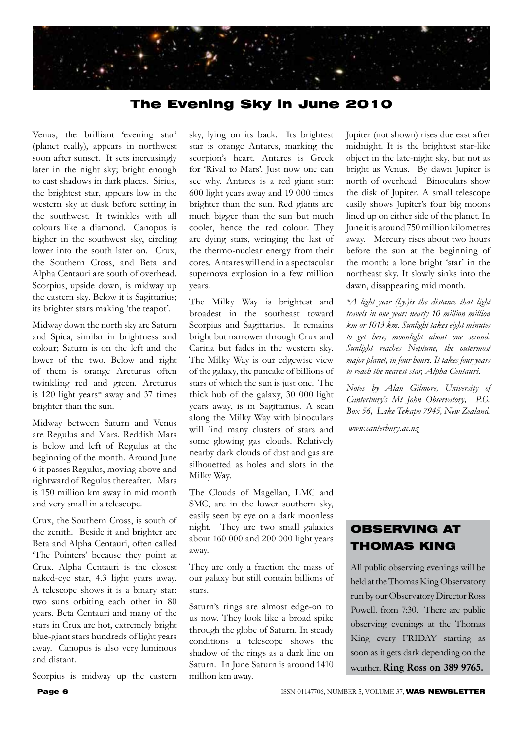# The Evening Sky in June 2010

Venus, the brilliant 'evening star' (planet really), appears in northwest soon after sunset. It sets increasingly later in the night sky; bright enough to cast shadows in dark places. Sirius, the brightest star, appears low in the western sky at dusk before setting in the southwest. It twinkles with all colours like a diamond. Canopus is higher in the southwest sky, circling lower into the south later on. Crux, the Southern Cross, and Beta and Alpha Centauri are south of overhead. Scorpius, upside down, is midway up the eastern sky. Below it is Sagittarius; its brighter stars making 'the teapot'.

Midway down the north sky are Saturn and Spica, similar in brightness and colour; Saturn is on the left and the lower of the two. Below and right of them is orange Arcturus often twinkling red and green. Arcturus is 120 light years* away and 37 times brighter than the sun.

Midway between Saturn and Venus are Regulus and Mars. Reddish Mars is below and left of Regulus at the beginning of the month. Around June 6 it passes Regulus, moving above and rightward of Regulus thereafter. Mars is 150 million km away in mid month and very small in a telescope.

Crux, the Southern Cross, is south of the zenith. Beside it and brighter are Beta and Alpha Centauri, often called 'The Pointers' because they point at Crux. Alpha Centauri is the closest naked-eye star, 4.3 light years away. A telescope shows it is a binary star: two suns orbiting each other in 80 years. Beta Centauri and many of the stars in Crux are hot, extremely bright blue-giant stars hundreds of light years away. Canopus is also very luminous and distant.

Scorpius is midway up the eastern sky, lying on its back. Its brightest star is orange Antares, marking the scorpion's heart. Antares is Greek for 'Rival to Mars'. Just now one can see why. Antares is a red giant star: 600 light years away and 19 000 times brighter than the sun. Red giants are much bigger than the sun but much cooler, hence the red colour. They are dying stars, wringing the last of the thermo-nuclear energy from their cores. Antares will end in a spectacular supernova explosion in a few million years.

The Milky Way is brightest and broadest in the southeast toward Scorpius and Sagittarius. It remains bright but narrower through Crux and Carina but fades in the western sky. The Milky Way is our edgewise view of the galaxy, the pancake of billions of stars of which the sun is just one. The thick hub of the galaxy, 30 000 light years away, is in Sagittarius. A scan along the Milky Way with binoculars will find many clusters of stars and some glowing gas clouds. Relatively nearby dark clouds of dust and gas are silhouetted as holes and slots in the Milky Way.

The Clouds of Magellan, LMC and SMC, are in the lower southern sky, easily seen by eye on a dark moonless night. They are two small galaxies about 160 000 and 200 000 light years away.

They are only a fraction the mass of our galaxy but still contain billions of stars.

Saturn's rings are almost edge-on to us now. They look like a broad spike through the globe of Saturn. In steady conditions a telescope shows the shadow of the rings as a dark line on Saturn. In June Saturn is around 1410 million km away.

Jupiter (not shown) rises due east after midnight. It is the brightest star-like object in the late-night sky, but not as bright as Venus. By dawn Jupiter is north of overhead. Binoculars show the disk of Jupiter. A small telescope easily shows Jupiter's four big moons lined up on either side of the planet. In June it is around 750 million kilometres away. Mercury rises about two hours before the sun at the beginning of the month: a lone bright 'star' in the northeast sky. It slowly sinks into the dawn, disappearing mid month.

*\*A light year (l.y.)is the distance that light travels in one year: nearly 10 million million km or 1013 km. Sunlight takes eight minutes to get here; moonlight about one second. Sunlight reaches Neptune, the outermost major planet, in four hours. It takes four years to reach the nearest star, Alpha Centauri.*

*Notes by Alan Gilmore, University of Canterbury's Mt John Observatory, P.O. Box 56, Lake Tekapo 7945, New Zealand.*

*www.canterbury.ac.nz*

## OBSERVING AT THOMAS KING

All public observing evenings will be held at the Thomas King Observatory run by our Observatory Director Ross Powell. from 7:30. There are public observing evenings at the Thomas King every FRIDAY starting as soon as it gets dark depending on the weather. **Ring Ross on 389 9765.**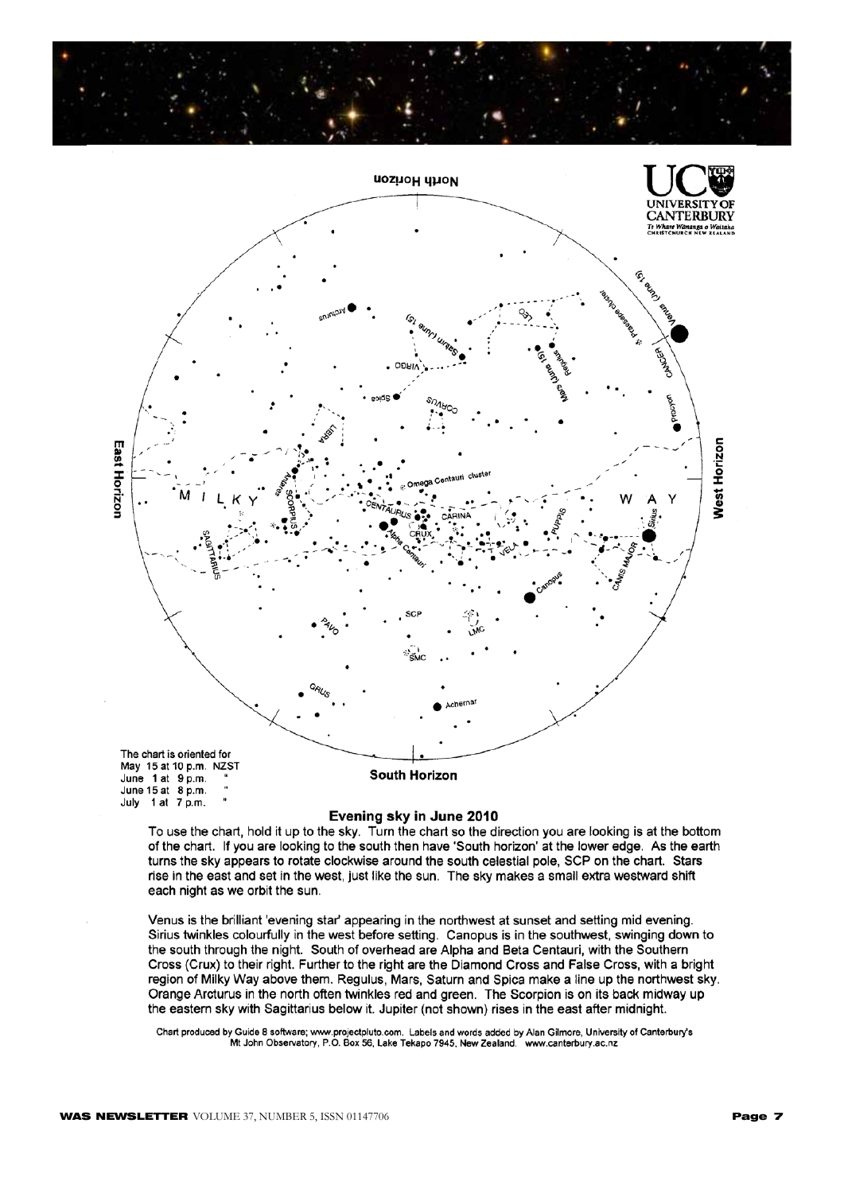The chart is oriented for
May 15 at 10 p.m. NZST
June 1 at 9 p.m. "
June 15 at 8 p.m. "
July 1 at 7 p.m. "

## Evening sky in June 2010

To use the chart, hold it up to the sky. Turn the chart so the direction you are looking is at the bottom of the chart. If you are looking to the south then have 'South horizon' at the lower edge. As the earth turns the sky appears to rotate clockwise around the south celestial pole, SCP on the chart. Stars rise in the east and set in the west, just like the sun. The sky makes a small extra westward shift each night as we orbit the sun.

Venus is the brilliant 'evening star' appearing in the northwest at sunset and setting mid evening. Sirius twinkles colourfully in the west before setting. Canopus is in the southwest, swinging down to the south through the night. South of overhead are Alpha and Beta Centauri, with the Southern Cross (Crux) to their right. Further to the right are the Diamond Cross and False Cross, with a bright region of Milky Way above them. Regulus, Mars, Saturn and Spica make a line up the northwest sky. Orange Arcturus in the north often twinkles red and green. The Scorpion is on its back midway up the eastern sky with Sagittarius below it. Jupiter (not shown) rises in the east after midnight.

Chart produced by Guide 8 software; www.projectpluto.com. Labels and words added by Alan Gilmore, University of Canterbury's Mt John Observatory, P.O. Box 56, Lake Tekapo 7945, New Zealand. www.canterbury.ac.nz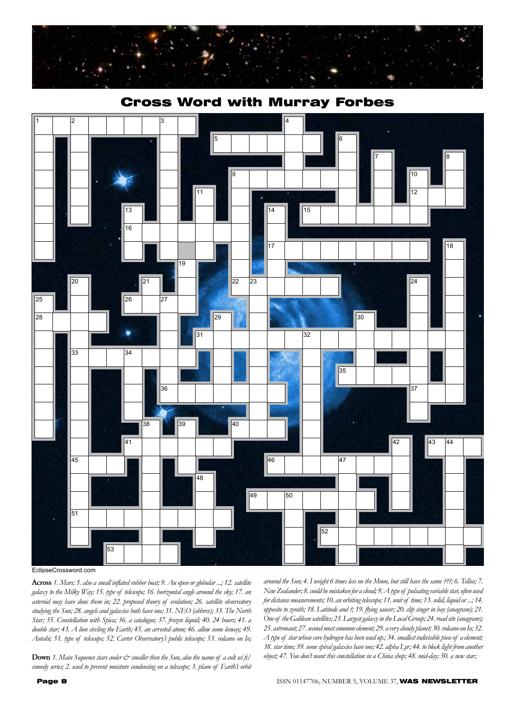# Cross Word with Murray Forbes

EclipseCrossword.com

**Across** *1. Mars; 5. also a small inflated rubber boat; 9. An open or globular ...; 12. satellite galaxy to the Milky Way; 15. type of telescope; 16. horizontal angle around the sky; 17. an asteroid may have done them in; 22. proposed theory of evolution; 26. satellite observatory studying the Sun; 28. angels and galaxies both have one; 31. NEO (abbrev); 33. The North Star; 35. Constellation with Spica; 36. a catalogue; 37. frozen liquid; 40. 24 hours; 41. a double star; 43. A lion circling the Earth; 45. an arrested atom; 46. allow some leeway; 49. Autabi; 51. type of telescope; 52. Carter Observatory's public telescope; 53. volcano on Io;*

**Down** *1. Main Sequence stars cooler & smaller then the Sun, also the name of a cult sci fi/comedy series; 2. used to prevent moisture condensing on a telescope; 3. plane of Earth's orbit around the Sun; 4. I weight 6 times less on the Moon, but still have the same ???; 6. Tellus; 7. New Zealander; 8. could be mistaken for a cloud; 9. A type of pulsating variable star, often used for distance measurements; 10. an orbiting telescope; 11. unit of time; 13. solid, liquid or ...; 14. opposite to zenith; 18. Latitude and ?; 19. flying saucer; 20. clip singer in bay (anagram); 21. One of the Galilean satellites; 23. Largest galaxy in the Local Group; 24. road site (anagram); 25. astronaut; 27. second most common element; 29. a very cloudy planet; 30. volcano on Io; 32. A type of star whose core hydrogen has been used up.; 34. smallest indivisible piece of a element; 38. star time; 39. some spiral galaxies have one; 42. alpha Lyr; 44. to block light from another object; 47. You don't want this constellation in a China shop; 48. mid-day; 50. a new star;*